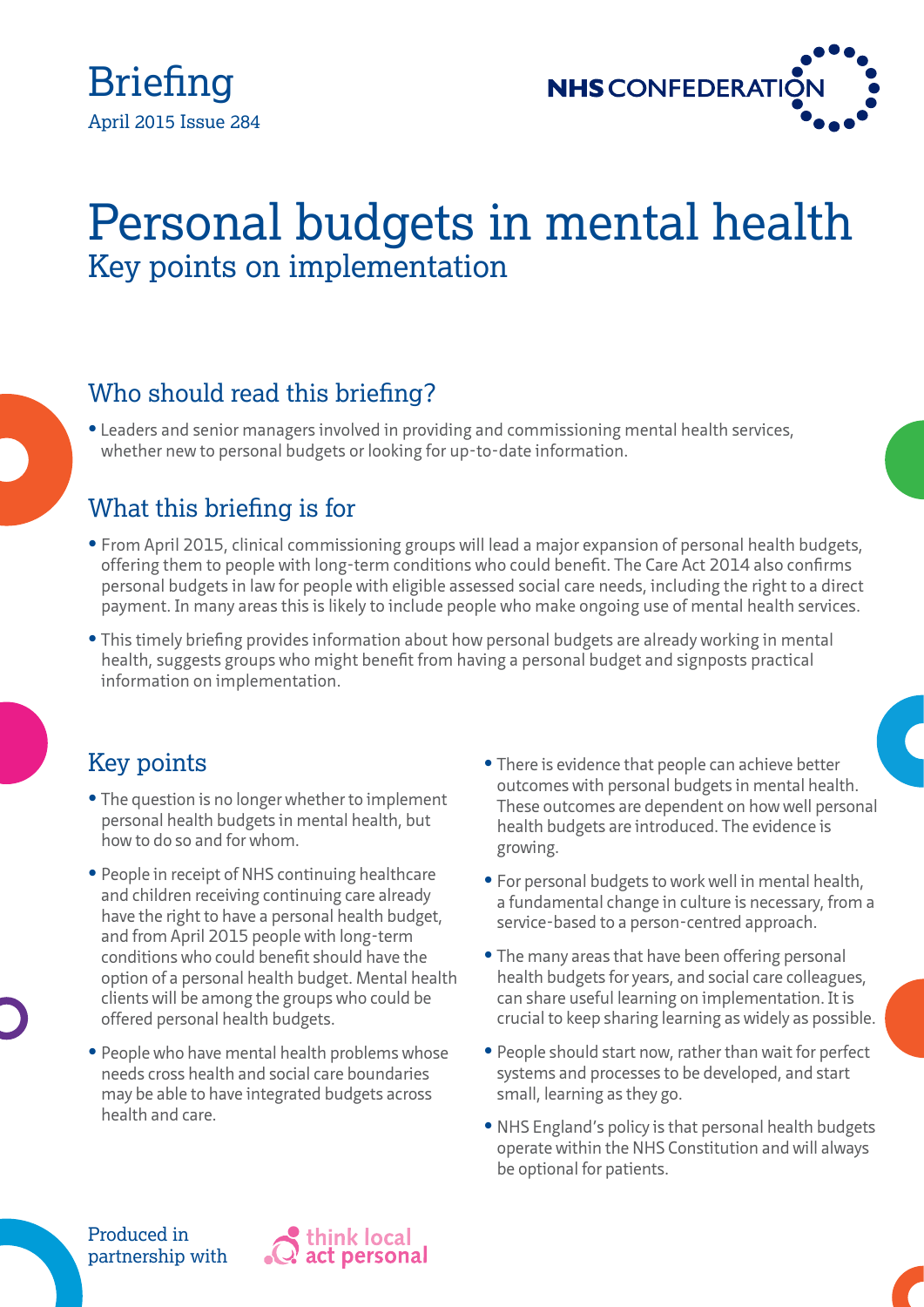Briefing

April 2015 Issue 284

NHS CONFEDERATION

# Personal budgets in mental health

## Key points on implementation

## Who should read this briefing?

- Leaders and senior managers involved in providing and commissioning mental health services, whether new to personal budgets or looking for up-to-date information.

## What this briefing is for

- From April 2015, clinical commissioning groups will lead a major expansion of personal health budgets, offering them to people with long-term conditions who could benefit. The Care Act 2014 also confirms personal budgets in law for people with eligible assessed social care needs, including the right to a direct payment. In many areas this is likely to include people who make ongoing use of mental health services.
- This timely briefing provides information about how personal budgets are already working in mental health, suggests groups who might benefit from having a personal budget and signposts practical information on implementation.

## Key points

- The question is no longer whether to implement personal health budgets in mental health, but how to do so and for whom.
- People in receipt of NHS continuing healthcare and children receiving continuing care already have the right to have a personal health budget, and from April 2015 people with long-term conditions who could benefit should have the option of a personal health budget. Mental health clients will be among the groups who could be offered personal health budgets.
- People who have mental health problems whose needs cross health and social care boundaries may be able to have integrated budgets across health and care.
- There is evidence that people can achieve better outcomes with personal budgets in mental health. These outcomes are dependent on how well personal health budgets are introduced. The evidence is growing.
- For personal budgets to work well in mental health, a fundamental change in culture is necessary, from a service-based to a person-centred approach.
- The many areas that have been offering personal health budgets for years, and social care colleagues, can share useful learning on implementation. It is crucial to keep sharing learning as widely as possible.
- People should start now, rather than wait for perfect systems and processes to be developed, and start small, learning as they go.
- NHS England's policy is that personal health budgets operate within the NHS Constitution and will always be optional for patients.

Produced in partnership with think local act personal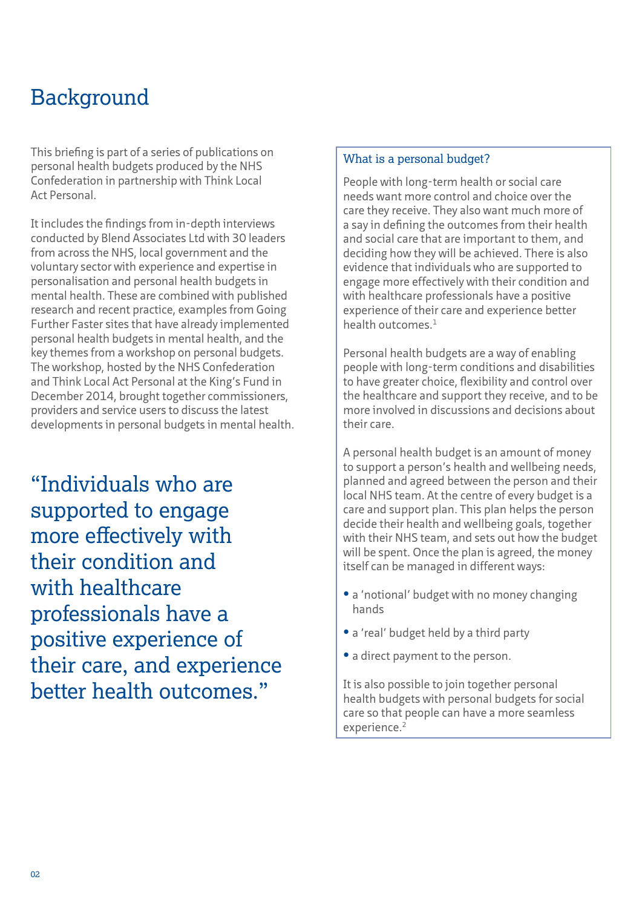# Background

This briefing is part of a series of publications on personal health budgets produced by the NHS Confederation in partnership with Think Local Act Personal.

It includes the findings from in-depth interviews conducted by Blend Associates Ltd with 30 leaders from across the NHS, local government and the voluntary sector with experience and expertise in personalisation and personal health budgets in mental health. These are combined with published research and recent practice, examples from Going Further Faster sites that have already implemented personal health budgets in mental health, and the key themes from a workshop on personal budgets. The workshop, hosted by the NHS Confederation and Think Local Act Personal at the King's Fund in December 2014, brought together commissioners, providers and service users to discuss the latest developments in personal budgets in mental health.

> "Individuals who are supported to engage more effectively with their condition and with healthcare professionals have a positive experience of their care, and experience better health outcomes."

## What is a personal budget?

People with long-term health or social care needs want more control and choice over the care they receive. They also want much more of a say in defining the outcomes from their health and social care that are important to them, and deciding how they will be achieved. There is also evidence that individuals who are supported to engage more effectively with their condition and with healthcare professionals have a positive experience of their care and experience better health outcomes.[1]

Personal health budgets are a way of enabling people with long-term conditions and disabilities to have greater choice, flexibility and control over the healthcare and support they receive, and to be more involved in discussions and decisions about their care.

A personal health budget is an amount of money to support a person's health and wellbeing needs, planned and agreed between the person and their local NHS team. At the centre of every budget is a care and support plan. This plan helps the person decide their health and wellbeing goals, together with their NHS team, and sets out how the budget will be spent. Once the plan is agreed, the money itself can be managed in different ways:

- a 'notional' budget with no money changing hands
- a 'real' budget held by a third party
- a direct payment to the person.

It is also possible to join together personal health budgets with personal budgets for social care so that people can have a more seamless experience.[2]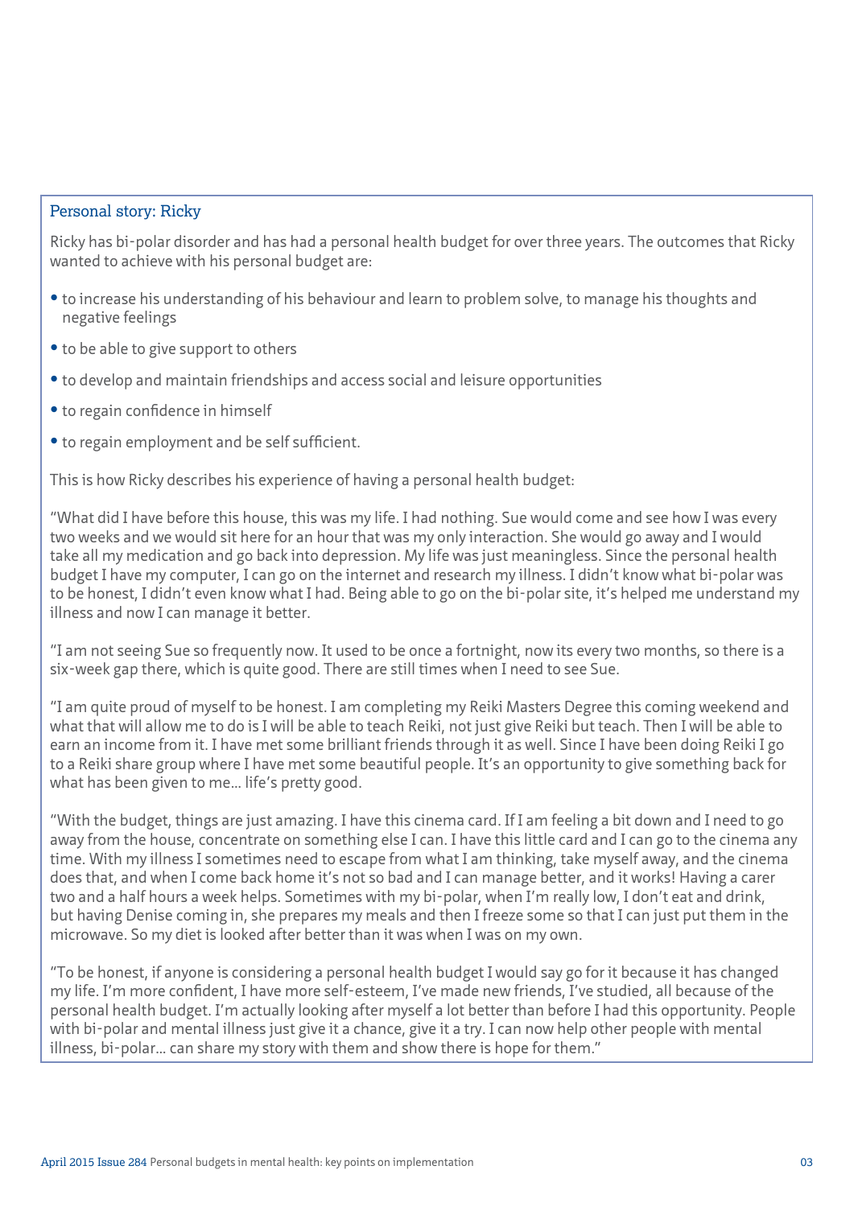### Personal story: Ricky

Ricky has bi-polar disorder and has had a personal health budget for over three years. The outcomes that Ricky wanted to achieve with his personal budget are:

- to increase his understanding of his behaviour and learn to problem solve, to manage his thoughts and negative feelings
- to be able to give support to others
- to develop and maintain friendships and access social and leisure opportunities
- to regain confidence in himself
- to regain employment and be self sufficient.

This is how Ricky describes his experience of having a personal health budget:

"What did I have before this house, this was my life. I had nothing. Sue would come and see how I was every two weeks and we would sit here for an hour that was my only interaction. She would go away and I would take all my medication and go back into depression. My life was just meaningless. Since the personal health budget I have my computer, I can go on the internet and research my illness. I didn't know what bi-polar was to be honest, I didn't even know what I had. Being able to go on the bi-polar site, it's helped me understand my illness and now I can manage it better.

"I am not seeing Sue so frequently now. It used to be once a fortnight, now its every two months, so there is a six-week gap there, which is quite good. There are still times when I need to see Sue.

"I am quite proud of myself to be honest. I am completing my Reiki Masters Degree this coming weekend and what that will allow me to do is I will be able to teach Reiki, not just give Reiki but teach. Then I will be able to earn an income from it. I have met some brilliant friends through it as well. Since I have been doing Reiki I go to a Reiki share group where I have met some beautiful people. It's an opportunity to give something back for what has been given to me… life's pretty good.

"With the budget, things are just amazing. I have this cinema card. If I am feeling a bit down and I need to go away from the house, concentrate on something else I can. I have this little card and I can go to the cinema any time. With my illness I sometimes need to escape from what I am thinking, take myself away, and the cinema does that, and when I come back home it's not so bad and I can manage better, and it works! Having a carer two and a half hours a week helps. Sometimes with my bi-polar, when I'm really low, I don't eat and drink, but having Denise coming in, she prepares my meals and then I freeze some so that I can just put them in the microwave. So my diet is looked after better than it was when I was on my own.

"To be honest, if anyone is considering a personal health budget I would say go for it because it has changed my life. I'm more confident, I have more self-esteem, I've made new friends, I've studied, all because of the personal health budget. I'm actually looking after myself a lot better than before I had this opportunity. People with bi-polar and mental illness just give it a chance, give it a try. I can now help other people with mental illness, bi-polar… can share my story with them and show there is hope for them."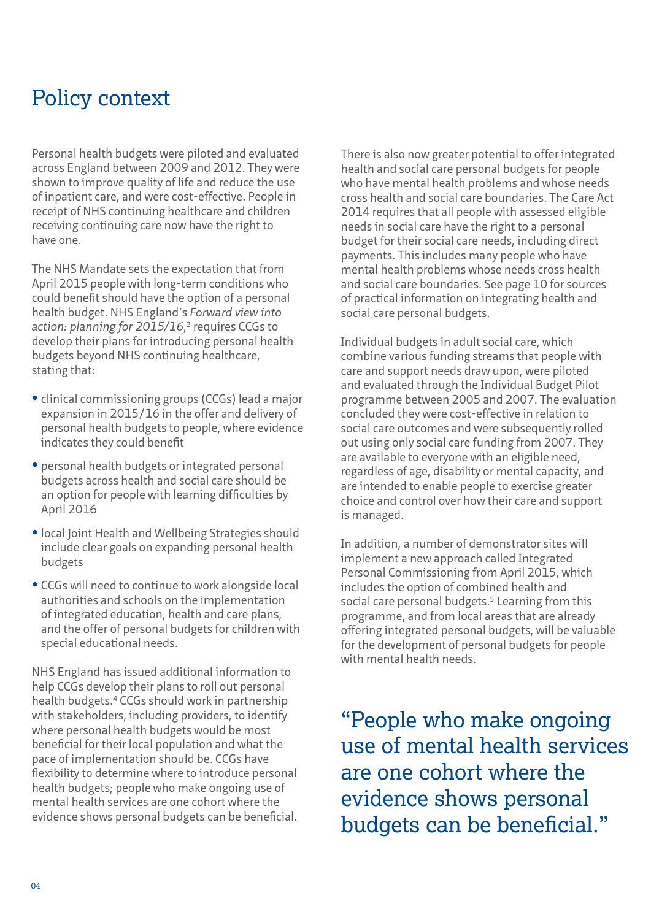# Policy context

Personal health budgets were piloted and evaluated across England between 2009 and 2012. They were shown to improve quality of life and reduce the use of inpatient care, and were cost-effective. People in receipt of NHS continuing healthcare and children receiving continuing care now have the right to have one.

The NHS Mandate sets the expectation that from April 2015 people with long-term conditions who could benefit should have the option of a personal health budget. NHS England's *Forward view into action: planning for 2015/16*,[3] requires CCGs to develop their plans for introducing personal health budgets beyond NHS continuing healthcare, stating that:

- clinical commissioning groups (CCGs) lead a major expansion in 2015/16 in the offer and delivery of personal health budgets to people, where evidence indicates they could benefit
- personal health budgets or integrated personal budgets across health and social care should be an option for people with learning difficulties by April 2016
- local Joint Health and Wellbeing Strategies should include clear goals on expanding personal health budgets
- CCGs will need to continue to work alongside local authorities and schools on the implementation of integrated education, health and care plans, and the offer of personal budgets for children with special educational needs.

NHS England has issued additional information to help CCGs develop their plans to roll out personal health budgets.[4] CCGs should work in partnership with stakeholders, including providers, to identify where personal health budgets would be most beneficial for their local population and what the pace of implementation should be. CCGs have flexibility to determine where to introduce personal health budgets; people who make ongoing use of mental health services are one cohort where the evidence shows personal budgets can be beneficial.

There is also now greater potential to offer integrated health and social care personal budgets for people who have mental health problems and whose needs cross health and social care boundaries. The Care Act 2014 requires that all people with assessed eligible needs in social care have the right to a personal budget for their social care needs, including direct payments. This includes many people who have mental health problems whose needs cross health and social care boundaries. See page 10 for sources of practical information on integrating health and social care personal budgets.

Individual budgets in adult social care, which combine various funding streams that people with care and support needs draw upon, were piloted and evaluated through the Individual Budget Pilot programme between 2005 and 2007. The evaluation concluded they were cost-effective in relation to social care outcomes and were subsequently rolled out using only social care funding from 2007. They are available to everyone with an eligible need, regardless of age, disability or mental capacity, and are intended to enable people to exercise greater choice and control over how their care and support is managed.

In addition, a number of demonstrator sites will implement a new approach called Integrated Personal Commissioning from April 2015, which includes the option of combined health and social care personal budgets.[5] Learning from this programme, and from local areas that are already offering integrated personal budgets, will be valuable for the development of personal budgets for people with mental health needs.

> "People who make ongoing use of mental health services are one cohort where the evidence shows personal budgets can be beneficial."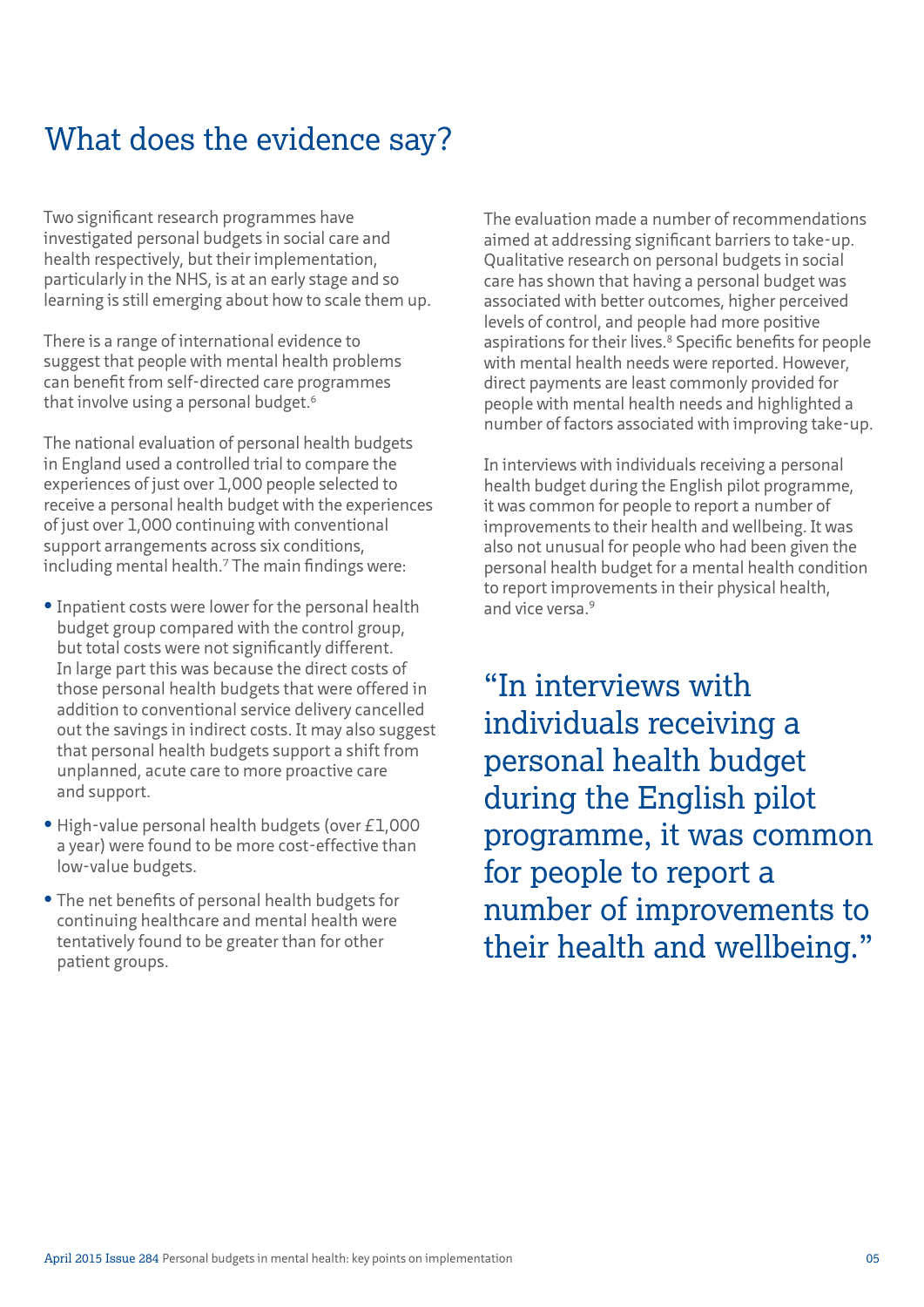# What does the evidence say?

Two significant research programmes have investigated personal budgets in social care and health respectively, but their implementation, particularly in the NHS, is at an early stage and so learning is still emerging about how to scale them up.

There is a range of international evidence to suggest that people with mental health problems can benefit from self-directed care programmes that involve using a personal budget.[6]

The national evaluation of personal health budgets in England used a controlled trial to compare the experiences of just over 1,000 people selected to receive a personal health budget with the experiences of just over 1,000 continuing with conventional support arrangements across six conditions, including mental health.[7] The main findings were:

- Inpatient costs were lower for the personal health budget group compared with the control group, but total costs were not significantly different. In large part this was because the direct costs of those personal health budgets that were offered in addition to conventional service delivery cancelled out the savings in indirect costs. It may also suggest that personal health budgets support a shift from unplanned, acute care to more proactive care and support.
- High-value personal health budgets (over £1,000 a year) were found to be more cost-effective than low-value budgets.
- The net benefits of personal health budgets for continuing healthcare and mental health were tentatively found to be greater than for other patient groups.

The evaluation made a number of recommendations aimed at addressing significant barriers to take-up. Qualitative research on personal budgets in social care has shown that having a personal budget was associated with better outcomes, higher perceived levels of control, and people had more positive aspirations for their lives.[8] Specific benefits for people with mental health needs were reported. However, direct payments are least commonly provided for people with mental health needs and highlighted a number of factors associated with improving take-up.

In interviews with individuals receiving a personal health budget during the English pilot programme, it was common for people to report a number of improvements to their health and wellbeing. It was also not unusual for people who had been given the personal health budget for a mental health condition to report improvements in their physical health, and vice versa.[9]

> "In interviews with individuals receiving a personal health budget during the English pilot programme, it was common for people to report a number of improvements to their health and wellbeing."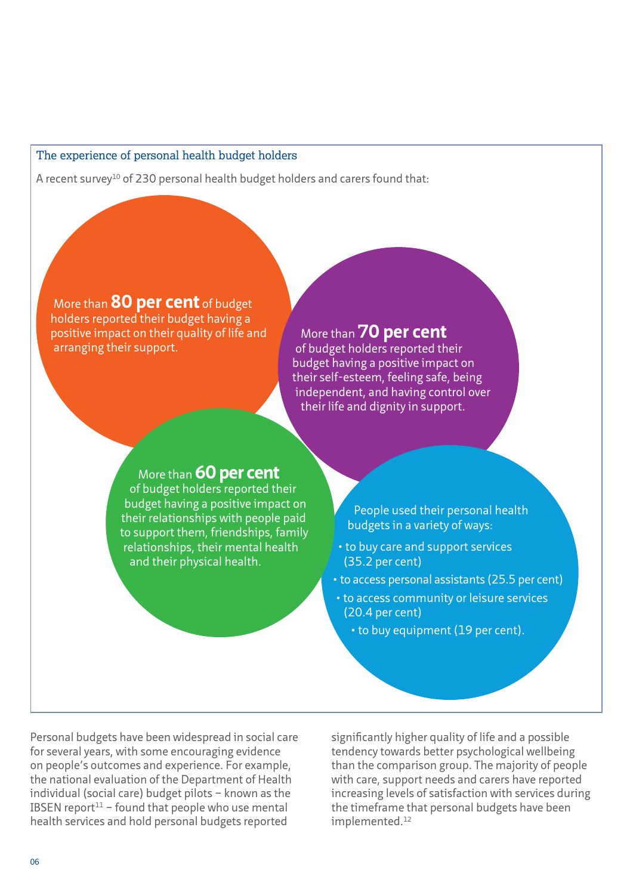### The experience of personal health budget holders

A recent survey[10] of 230 personal health budget holders and carers found that:

More than **80 per cent** of budget holders reported their budget having a positive impact on their quality of life and arranging their support.

More than **70 per cent** of budget holders reported their budget having a positive impact on their self-esteem, feeling safe, being independent, and having control over their life and dignity in support.

More than **60 per cent** of budget holders reported their budget having a positive impact on their relationships with people paid to support them, friendships, family relationships, their mental health and their physical health.

People used their personal health budgets in a variety of ways:

- to buy care and support services (35.2 per cent)
- to access personal assistants (25.5 per cent)
- to access community or leisure services (20.4 per cent)
- to buy equipment (19 per cent).

Personal budgets have been widespread in social care for several years, with some encouraging evidence on people's outcomes and experience. For example, the national evaluation of the Department of Health individual (social care) budget pilots – known as the IBSEN report[11] – found that people who use mental health services and hold personal budgets reported significantly higher quality of life and a possible tendency towards better psychological wellbeing than the comparison group. The majority of people with care, support needs and carers have reported increasing levels of satisfaction with services during the timeframe that personal budgets have been implemented.[12]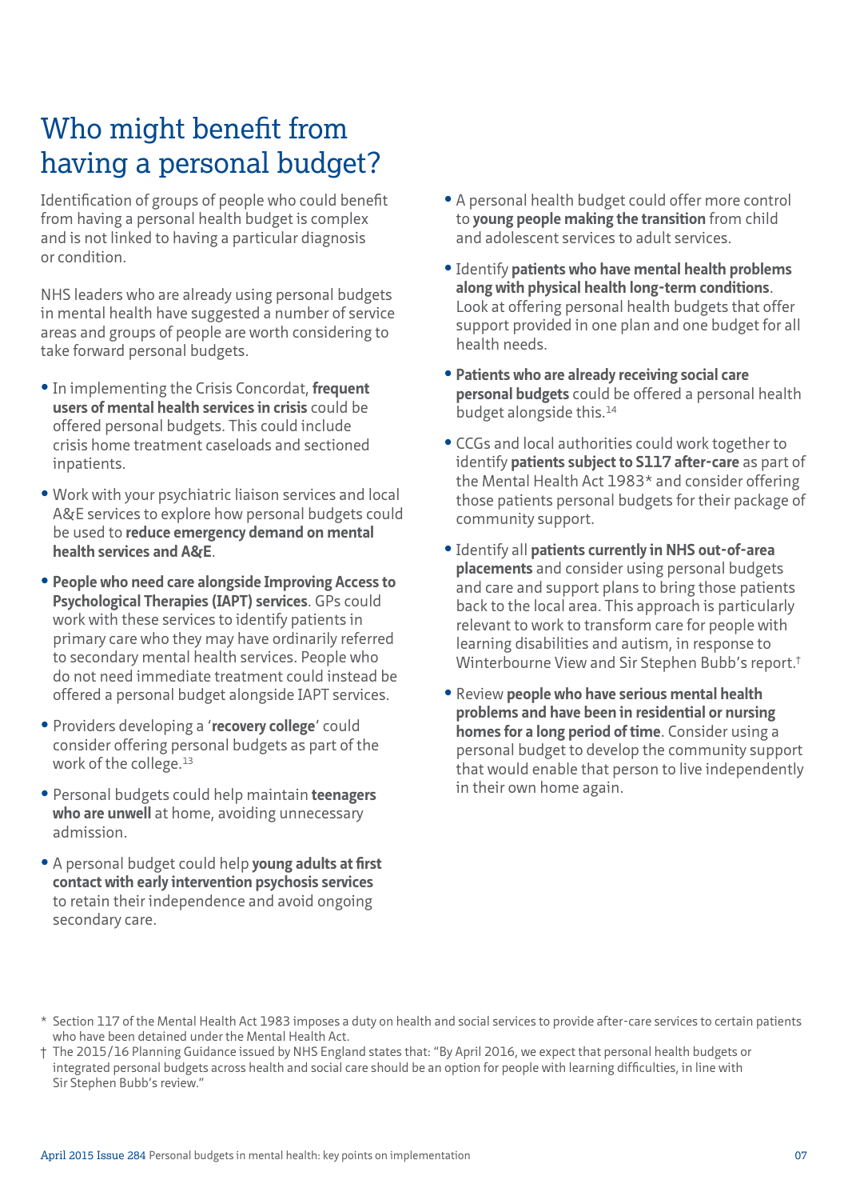# Who might benefit from having a personal budget?

Identification of groups of people who could benefit from having a personal health budget is complex and is not linked to having a particular diagnosis or condition.

NHS leaders who are already using personal budgets in mental health have suggested a number of service areas and groups of people are worth considering to take forward personal budgets.

- In implementing the Crisis Concordat, **frequent users of mental health services in crisis** could be offered personal budgets. This could include crisis home treatment caseloads and sectioned inpatients.
- Work with your psychiatric liaison services and local A&E services to explore how personal budgets could be used to **reduce emergency demand on mental health services and A&E**.
- **People who need care alongside Improving Access to Psychological Therapies (IAPT) services**. GPs could work with these services to identify patients in primary care who they may have ordinarily referred to secondary mental health services. People who do not need immediate treatment could instead be offered a personal budget alongside IAPT services.
- Providers developing a '**recovery college**' could consider offering personal budgets as part of the work of the college.[13]
- Personal budgets could help maintain **teenagers who are unwell** at home, avoiding unnecessary admission.
- A personal budget could help **young adults at first contact with early intervention psychosis services** to retain their independence and avoid ongoing secondary care.
- A personal health budget could offer more control to **young people making the transition** from child and adolescent services to adult services.
- Identify **patients who have mental health problems along with physical health long-term conditions**. Look at offering personal health budgets that offer support provided in one plan and one budget for all health needs.
- **Patients who are already receiving social care personal budgets** could be offered a personal health budget alongside this.[14]
- CCGs and local authorities could work together to identify **patients subject to S117 after-care** as part of the Mental Health Act 1983* and consider offering those patients personal budgets for their package of community support.
- Identify all **patients currently in NHS out-of-area placements** and consider using personal budgets and care and support plans to bring those patients back to the local area. This approach is particularly relevant to work to transform care for people with learning disabilities and autism, in response to Winterbourne View and Sir Stephen Bubb's report.†
- Review **people who have serious mental health problems and have been in residential or nursing homes for a long period of time**. Consider using a personal budget to develop the community support that would enable that person to live independently in their own home again.

\* Section 117 of the Mental Health Act 1983 imposes a duty on health and social services to provide after-care services to certain patients who have been detained under the Mental Health Act.

† The 2015/16 Planning Guidance issued by NHS England states that: "By April 2016, we expect that personal health budgets or integrated personal budgets across health and social care should be an option for people with learning difficulties, in line with Sir Stephen Bubb's review."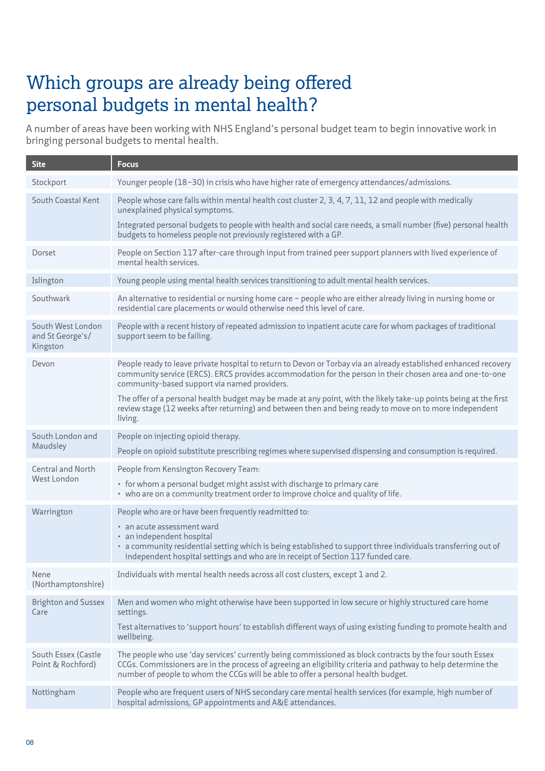# Which groups are already being offered personal budgets in mental health?

A number of areas have been working with NHS England's personal budget team to begin innovative work in bringing personal budgets to mental health.

| Site | Focus |
|---|---|
| Stockport | Younger people (18–30) in crisis who have higher rate of emergency attendances/admissions. |
| South Coastal Kent | People whose care falls within mental health cost cluster 2, 3, 4, 7, 11, 12 and people with medically unexplained physical symptoms.<br><br>Integrated personal budgets to people with health and social care needs, a small number (five) personal health budgets to homeless people not previously registered with a GP. |
| Dorset | People on Section 117 after-care through input from trained peer support planners with lived experience of mental health services. |
| Islington | Young people using mental health services transitioning to adult mental health services. |
| Southwark | An alternative to residential or nursing home care – people who are either already living in nursing home or residential care placements or would otherwise need this level of care. |
| South West London and St George's/ Kingston | People with a recent history of repeated admission to inpatient acute care for whom packages of traditional support seem to be failing. |
| Devon | People ready to leave private hospital to return to Devon or Torbay via an already established enhanced recovery community service (ERCS). ERCS provides accommodation for the person in their chosen area and one-to-one community-based support via named providers.<br><br>The offer of a personal health budget may be made at any point, with the likely take-up points being at the first review stage (12 weeks after returning) and between then and being ready to move on to more independent living. |
| South London and Maudsley | People on injecting opioid therapy.<br><br>People on opioid substitute prescribing regimes where supervised dispensing and consumption is required. |
| Central and North West London | People from Kensington Recovery Team:<br>• for whom a personal budget might assist with discharge to primary care<br>• who are on a community treatment order to improve choice and quality of life. |
| Warrington | People who are or have been frequently readmitted to:<br>• an acute assessment ward<br>• an independent hospital<br>• a community residential setting which is being established to support three individuals transferring out of independent hospital settings and who are in receipt of Section 117 funded care. |
| Nene (Northamptonshire) | Individuals with mental health needs across all cost clusters, except 1 and 2. |
| Brighton and Sussex Care | Men and women who might otherwise have been supported in low secure or highly structured care home settings.<br><br>Test alternatives to 'support hours' to establish different ways of using existing funding to promote health and wellbeing. |
| South Essex (Castle Point & Rochford) | The people who use 'day services' currently being commissioned as block contracts by the four south Essex CCGs. Commissioners are in the process of agreeing an eligibility criteria and pathway to help determine the number of people to whom the CCGs will be able to offer a personal health budget. |
| Nottingham | People who are frequent users of NHS secondary care mental health services (for example, high number of hospital admissions, GP appointments and A&E attendances. |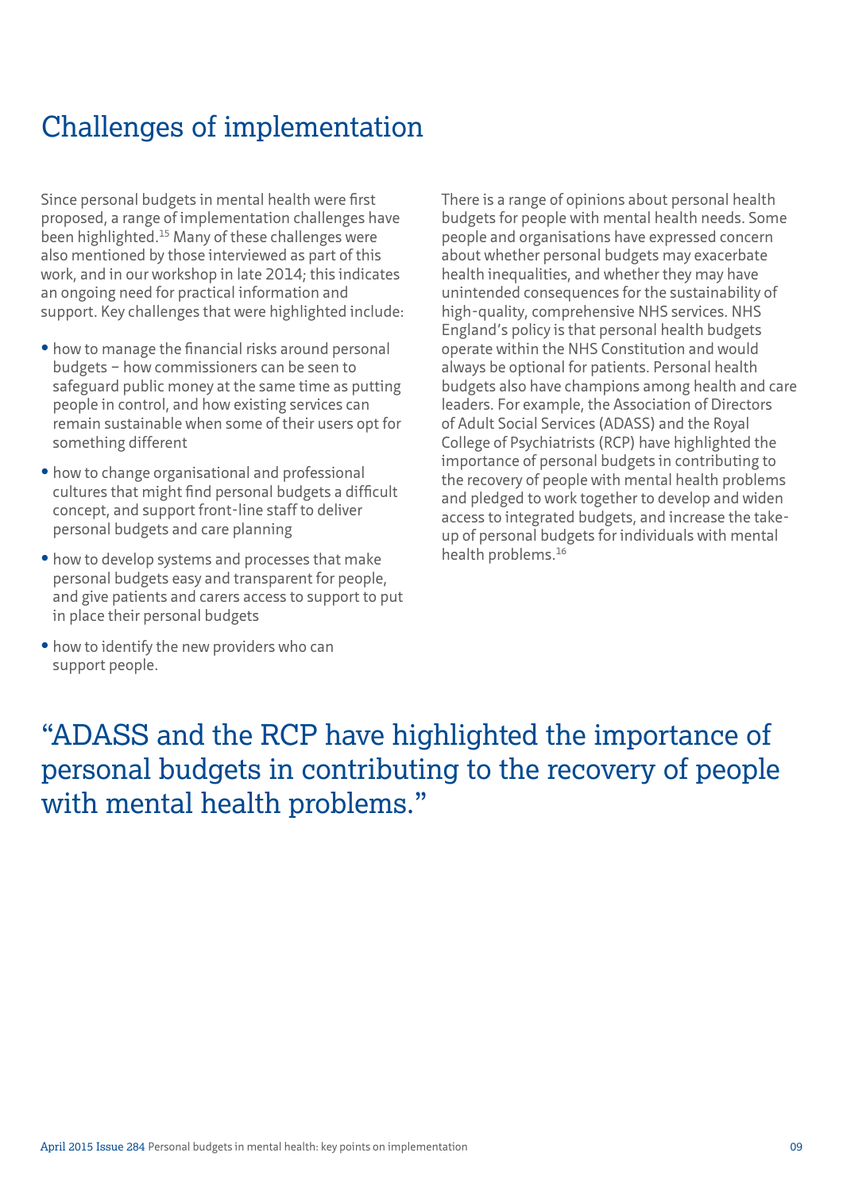## Challenges of implementation

Since personal budgets in mental health were first proposed, a range of implementation challenges have been highlighted.[15] Many of these challenges were also mentioned by those interviewed as part of this work, and in our workshop in late 2014; this indicates an ongoing need for practical information and support. Key challenges that were highlighted include:

- how to manage the financial risks around personal budgets – how commissioners can be seen to safeguard public money at the same time as putting people in control, and how existing services can remain sustainable when some of their users opt for something different
- how to change organisational and professional cultures that might find personal budgets a difficult concept, and support front-line staff to deliver personal budgets and care planning
- how to develop systems and processes that make personal budgets easy and transparent for people, and give patients and carers access to support to put in place their personal budgets
- how to identify the new providers who can support people.

There is a range of opinions about personal health budgets for people with mental health needs. Some people and organisations have expressed concern about whether personal budgets may exacerbate health inequalities, and whether they may have unintended consequences for the sustainability of high-quality, comprehensive NHS services. NHS England's policy is that personal health budgets operate within the NHS Constitution and would always be optional for patients. Personal health budgets also have champions among health and care leaders. For example, the Association of Directors of Adult Social Services (ADASS) and the Royal College of Psychiatrists (RCP) have highlighted the importance of personal budgets in contributing to the recovery of people with mental health problems and pledged to work together to develop and widen access to integrated budgets, and increase the take-up of personal budgets for individuals with mental health problems.[16]

> "ADASS and the RCP have highlighted the importance of personal budgets in contributing to the recovery of people with mental health problems."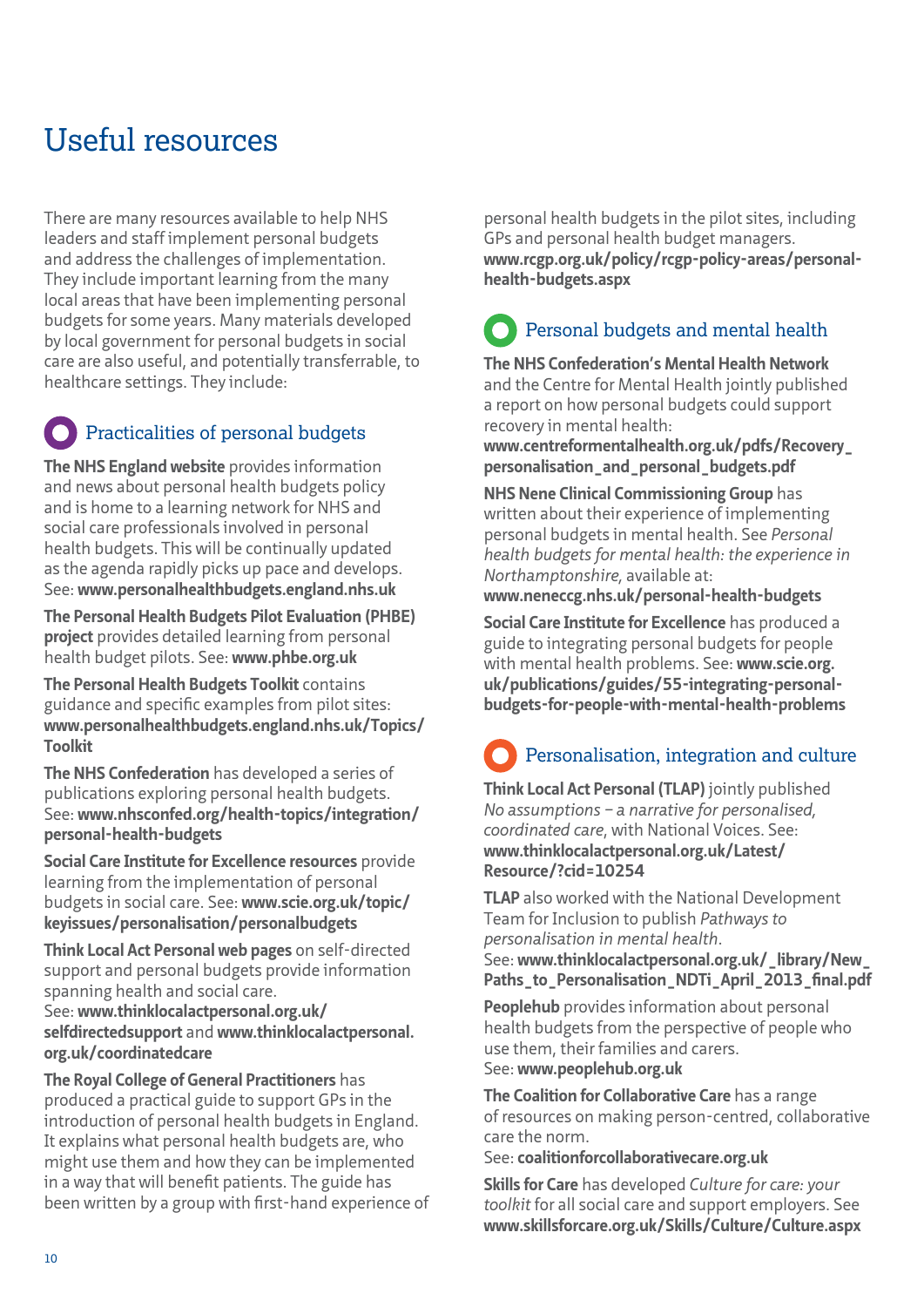# Useful resources

There are many resources available to help NHS leaders and staff implement personal budgets and address the challenges of implementation. They include important learning from the many local areas that have been implementing personal budgets for some years. Many materials developed by local government for personal budgets in social care are also useful, and potentially transferrable, to healthcare settings. They include:

## Practicalities of personal budgets

**The NHS England website** provides information and news about personal health budgets policy and is home to a learning network for NHS and social care professionals involved in personal health budgets. This will be continually updated as the agenda rapidly picks up pace and develops. See: **www.personalhealthbudgets.england.nhs.uk**

**The Personal Health Budgets Pilot Evaluation (PHBE) project** provides detailed learning from personal health budget pilots. See: **www.phbe.org.uk**

**The Personal Health Budgets Toolkit** contains guidance and specific examples from pilot sites: **www.personalhealthbudgets.england.nhs.uk/Topics/Toolkit**

**The NHS Confederation** has developed a series of publications exploring personal health budgets. See: **www.nhsconfed.org/health-topics/integration/personal-health-budgets**

**Social Care Institute for Excellence resources** provide learning from the implementation of personal budgets in social care. See: **www.scie.org.uk/topic/keyissues/personalisation/personalbudgets**

**Think Local Act Personal web pages** on self-directed support and personal budgets provide information spanning health and social care.
See: **www.thinklocalactpersonal.org.uk/selfdirectedsupport** and **www.thinklocalactpersonal.org.uk/coordinatedcare**

**The Royal College of General Practitioners** has produced a practical guide to support GPs in the introduction of personal health budgets in England. It explains what personal health budgets are, who might use them and how they can be implemented in a way that will benefit patients. The guide has been written by a group with first-hand experience of personal health budgets in the pilot sites, including GPs and personal health budget managers.
**www.rcgp.org.uk/policy/rcgp-policy-areas/personal-health-budgets.aspx**

## Personal budgets and mental health

**The NHS Confederation's Mental Health Network** and the Centre for Mental Health jointly published a report on how personal budgets could support recovery in mental health:
**www.centreformentalhealth.org.uk/pdfs/Recovery_personalisation_and_personal_budgets.pdf**

**NHS Nene Clinical Commissioning Group** has written about their experience of implementing personal budgets in mental health. See *Personal health budgets for mental health: the experience in Northamptonshire,* available at:
**www.neneccg.nhs.uk/personal-health-budgets**

**Social Care Institute for Excellence** has produced a guide to integrating personal budgets for people with mental health problems. See: **www.scie.org.uk/publications/guides/55-integrating-personal-budgets-for-people-with-mental-health-problems**

## Personalisation, integration and culture

**Think Local Act Personal (TLAP)** jointly published *No assumptions – a narrative for personalised, coordinated care*, with National Voices. See: **www.thinklocalactpersonal.org.uk/Latest/Resource/?cid=10254**

**TLAP** also worked with the National Development Team for Inclusion to publish *Pathways to personalisation in mental health*.
See: **www.thinklocalactpersonal.org.uk/_library/New_Paths_to_Personalisation_NDTi_April_2013_final.pdf**

**Peoplehub** provides information about personal health budgets from the perspective of people who use them, their families and carers.
See: **www.peoplehub.org.uk**

**The Coalition for Collaborative Care** has a range of resources on making person-centred, collaborative care the norm.
See: **coalitionforcollaborativecare.org.uk**

**Skills for Care** has developed *Culture for care: your toolkit* for all social care and support employers. See **www.skillsforcare.org.uk/Skills/Culture/Culture.aspx**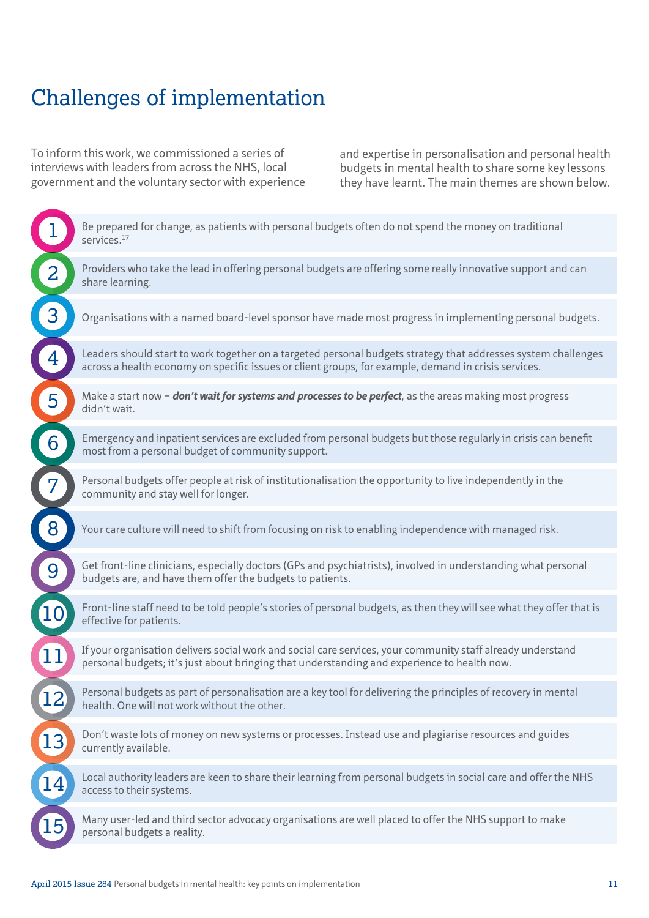# Challenges of implementation

To inform this work, we commissioned a series of interviews with leaders from across the NHS, local government and the voluntary sector with experience and expertise in personalisation and personal health budgets in mental health to share some key lessons they have learnt. The main themes are shown below.

1. Be prepared for change, as patients with personal budgets often do not spend the money on traditional services.[17]
2. Providers who take the lead in offering personal budgets are offering some really innovative support and can share learning.
3. Organisations with a named board-level sponsor have made most progress in implementing personal budgets.
4. Leaders should start to work together on a targeted personal budgets strategy that addresses system challenges across a health economy on specific issues or client groups, for example, demand in crisis services.
5. Make a start now – ***don't wait for systems and processes to be perfect***, as the areas making most progress didn't wait.
6. Emergency and inpatient services are excluded from personal budgets but those regularly in crisis can benefit most from a personal budget of community support.
7. Personal budgets offer people at risk of institutionalisation the opportunity to live independently in the community and stay well for longer.
8. Your care culture will need to shift from focusing on risk to enabling independence with managed risk.
9. Get front-line clinicians, especially doctors (GPs and psychiatrists), involved in understanding what personal budgets are, and have them offer the budgets to patients.
10. Front-line staff need to be told people's stories of personal budgets, as then they will see what they offer that is effective for patients.
11. If your organisation delivers social work and social care services, your community staff already understand personal budgets; it's just about bringing that understanding and experience to health now.
12. Personal budgets as part of personalisation are a key tool for delivering the principles of recovery in mental health. One will not work without the other.
13. Don't waste lots of money on new systems or processes. Instead use and plagiarise resources and guides currently available.
14. Local authority leaders are keen to share their learning from personal budgets in social care and offer the NHS access to their systems.
15. Many user-led and third sector advocacy organisations are well placed to offer the NHS support to make personal budgets a reality.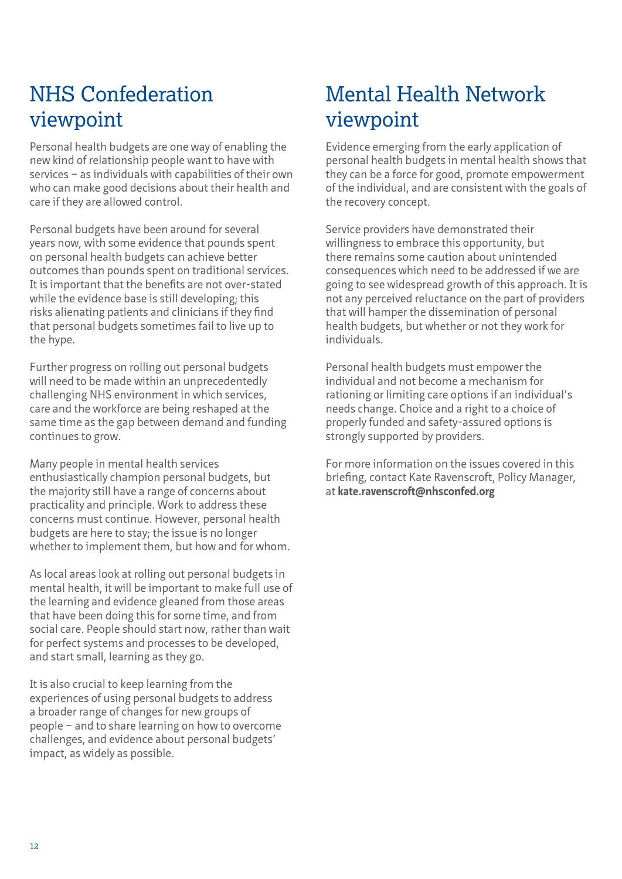## NHS Confederation viewpoint

Personal health budgets are one way of enabling the new kind of relationship people want to have with services – as individuals with capabilities of their own who can make good decisions about their health and care if they are allowed control.

Personal budgets have been around for several years now, with some evidence that pounds spent on personal health budgets can achieve better outcomes than pounds spent on traditional services. It is important that the benefits are not over-stated while the evidence base is still developing; this risks alienating patients and clinicians if they find that personal budgets sometimes fail to live up to the hype.

Further progress on rolling out personal budgets will need to be made within an unprecedentedly challenging NHS environment in which services, care and the workforce are being reshaped at the same time as the gap between demand and funding continues to grow.

Many people in mental health services enthusiastically champion personal budgets, but the majority still have a range of concerns about practicality and principle. Work to address these concerns must continue. However, personal health budgets are here to stay; the issue is no longer whether to implement them, but how and for whom.

As local areas look at rolling out personal budgets in mental health, it will be important to make full use of the learning and evidence gleaned from those areas that have been doing this for some time, and from social care. People should start now, rather than wait for perfect systems and processes to be developed, and start small, learning as they go.

It is also crucial to keep learning from the experiences of using personal budgets to address a broader range of changes for new groups of people – and to share learning on how to overcome challenges, and evidence about personal budgets' impact, as widely as possible.

## Mental Health Network viewpoint

Evidence emerging from the early application of personal health budgets in mental health shows that they can be a force for good, promote empowerment of the individual, and are consistent with the goals of the recovery concept.

Service providers have demonstrated their willingness to embrace this opportunity, but there remains some caution about unintended consequences which need to be addressed if we are going to see widespread growth of this approach. It is not any perceived reluctance on the part of providers that will hamper the dissemination of personal health budgets, but whether or not they work for individuals.

Personal health budgets must empower the individual and not become a mechanism for rationing or limiting care options if an individual's needs change. Choice and a right to a choice of properly funded and safety-assured options is strongly supported by providers.

For more information on the issues covered in this briefing, contact Kate Ravenscroft, Policy Manager, at **kate.ravenscroft@nhsconfed.org**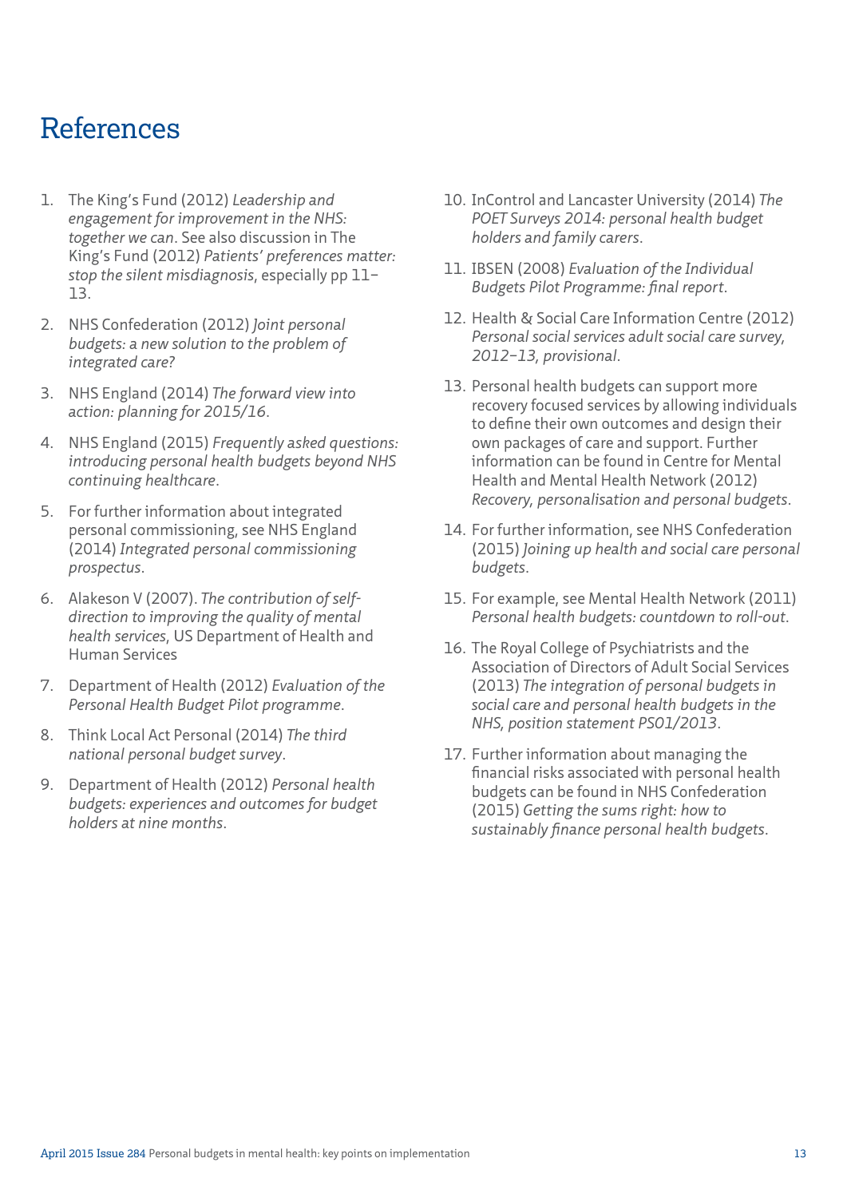# References

1. The King's Fund (2012) *Leadership and engagement for improvement in the NHS: together we can*. See also discussion in The King's Fund (2012) *Patients' preferences matter: stop the silent misdiagnosis*, especially pp 11–13.
2. NHS Confederation (2012) *Joint personal budgets: a new solution to the problem of integrated care?*
3. NHS England (2014) *The forward view into action: planning for 2015/16*.
4. NHS England (2015) *Frequently asked questions: introducing personal health budgets beyond NHS continuing healthcare*.
5. For further information about integrated personal commissioning, see NHS England (2014) *Integrated personal commissioning prospectus*.
6. Alakeson V (2007). *The contribution of self-direction to improving the quality of mental health services*, US Department of Health and Human Services
7. Department of Health (2012) *Evaluation of the Personal Health Budget Pilot programme*.
8. Think Local Act Personal (2014) *The third national personal budget survey*.
9. Department of Health (2012) *Personal health budgets: experiences and outcomes for budget holders at nine months*.
10. InControl and Lancaster University (2014) *The POET Surveys 2014: personal health budget holders and family carers*.
11. IBSEN (2008) *Evaluation of the Individual Budgets Pilot Programme: final report*.
12. Health & Social Care Information Centre (2012) *Personal social services adult social care survey, 2012–13, provisional*.
13. Personal health budgets can support more recovery focused services by allowing individuals to define their own outcomes and design their own packages of care and support. Further information can be found in Centre for Mental Health and Mental Health Network (2012) *Recovery, personalisation and personal budgets*.
14. For further information, see NHS Confederation (2015) *Joining up health and social care personal budgets*.
15. For example, see Mental Health Network (2011) *Personal health budgets: countdown to roll-out*.
16. The Royal College of Psychiatrists and the Association of Directors of Adult Social Services (2013) *The integration of personal budgets in social care and personal health budgets in the NHS, position statement PS01/2013*.
17. Further information about managing the financial risks associated with personal health budgets can be found in NHS Confederation (2015) *Getting the sums right: how to sustainably finance personal health budgets*.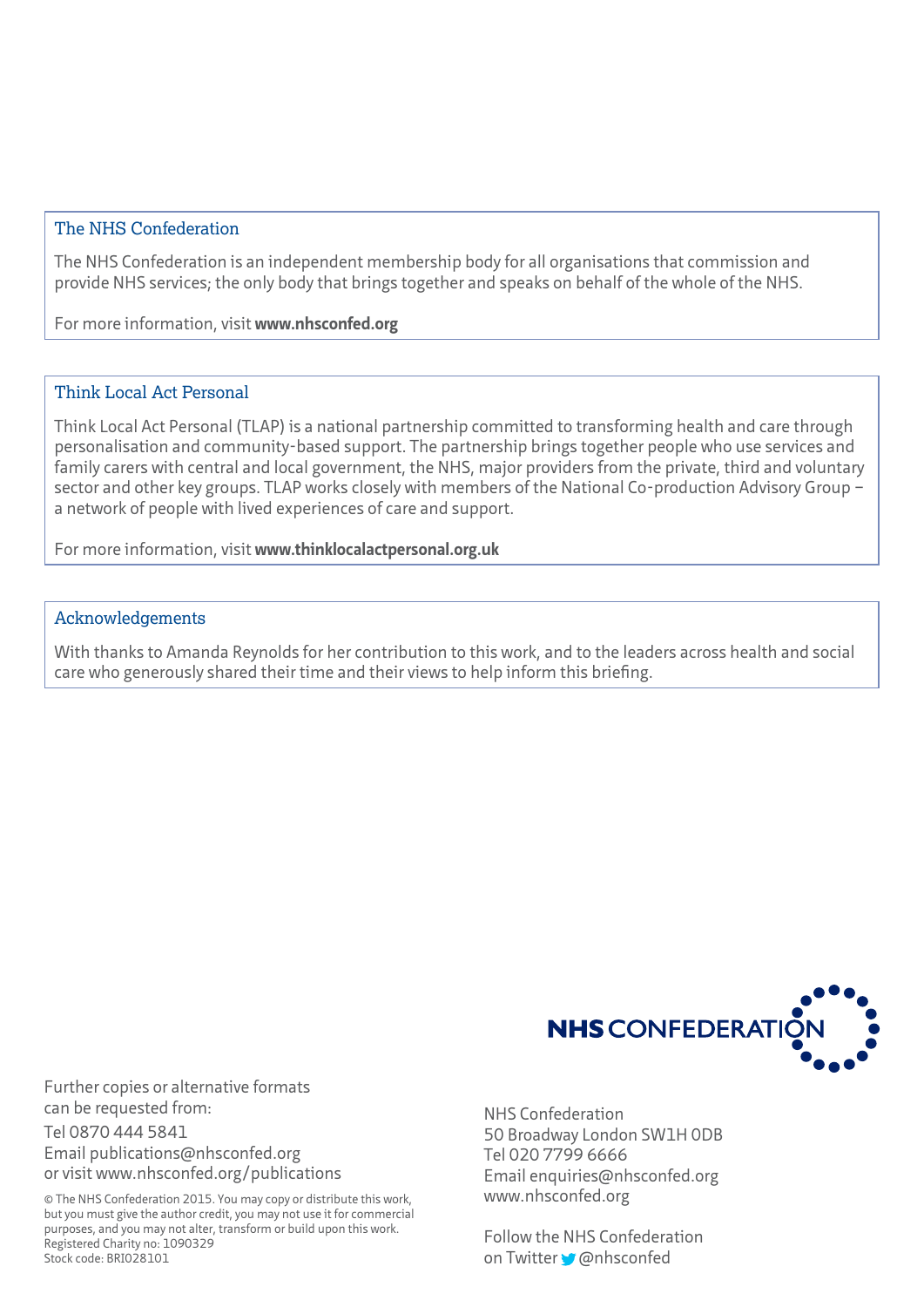## The NHS Confederation

The NHS Confederation is an independent membership body for all organisations that commission and provide NHS services; the only body that brings together and speaks on behalf of the whole of the NHS.

For more information, visit **www.nhsconfed.org**

## Think Local Act Personal

Think Local Act Personal (TLAP) is a national partnership committed to transforming health and care through personalisation and community-based support. The partnership brings together people who use services and family carers with central and local government, the NHS, major providers from the private, third and voluntary sector and other key groups. TLAP works closely with members of the National Co-production Advisory Group – a network of people with lived experiences of care and support.

For more information, visit **www.thinklocalactpersonal.org.uk**

## Acknowledgements

With thanks to Amanda Reynolds for her contribution to this work, and to the leaders across health and social care who generously shared their time and their views to help inform this briefing.

NHS CONFEDERATION

Further copies or alternative formats can be requested from:
Tel 0870 444 5841
Email publications@nhsconfed.org
or visit www.nhsconfed.org/publications

© The NHS Confederation 2015. You may copy or distribute this work, but you must give the author credit, you may not use it for commercial purposes, and you may not alter, transform or build upon this work.
Registered Charity no: 1090329
Stock code: BRI028101

NHS Confederation
50 Broadway London SW1H 0DB
Tel 020 7799 6666
Email enquiries@nhsconfed.org
www.nhsconfed.org

Follow the NHS Confederation on Twitter @nhsconfed